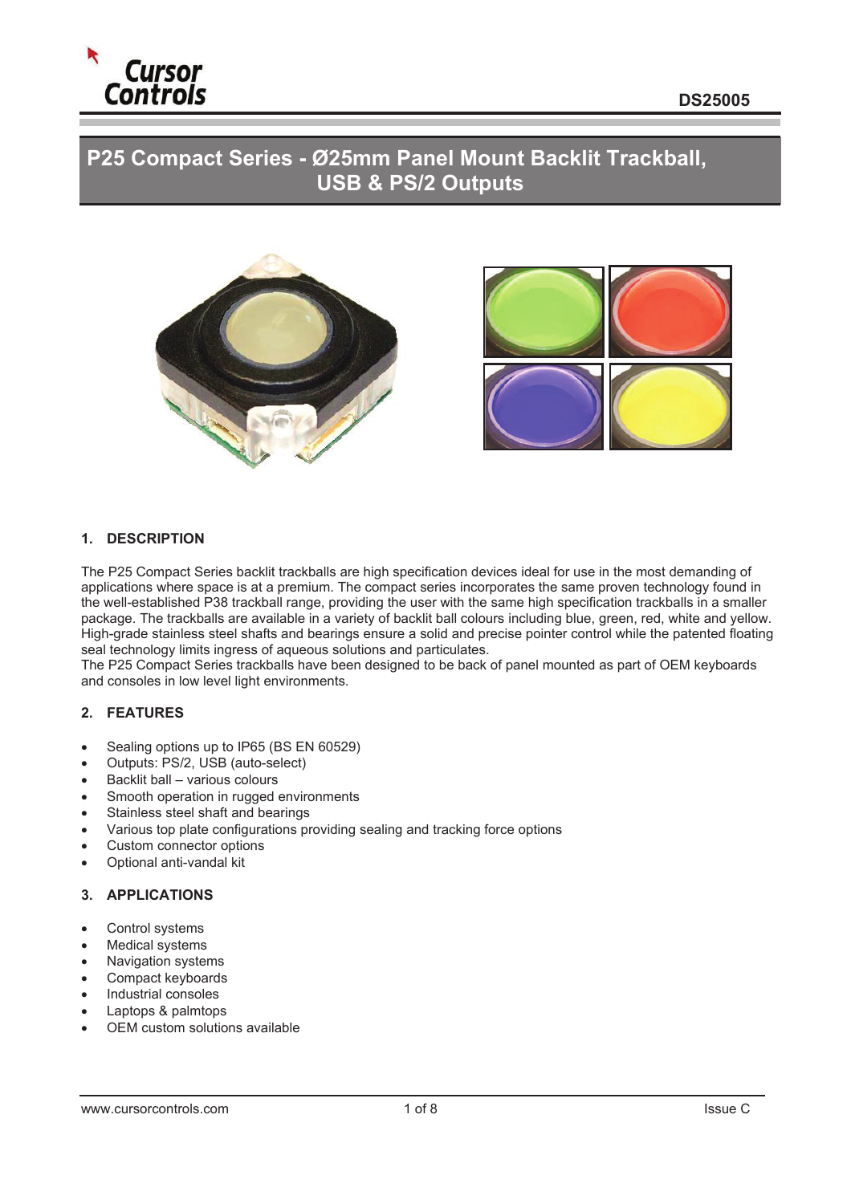Cursor Controls

DS25005

# P25 Compact Series - Ø25mm Panel Mount Backlit Trackball, USB & PS/2 Outputs

## 1. DESCRIPTION

The P25 Compact Series backlit trackballs are high specification devices ideal for use in the most demanding of applications where space is at a premium. The compact series incorporates the same proven technology found in the well-established P38 trackball range, providing the user with the same high specification trackballs in a smaller package. The trackballs are available in a variety of backlit ball colours including blue, green, red, white and yellow. High-grade stainless steel shafts and bearings ensure a solid and precise pointer control while the patented floating seal technology limits ingress of aqueous solutions and particulates.
The P25 Compact Series trackballs have been designed to be back of panel mounted as part of OEM keyboards and consoles in low level light environments.

## 2. FEATURES

- Sealing options up to IP65 (BS EN 60529)
- Outputs: PS/2, USB (auto-select)
- Backlit ball – various colours
- Smooth operation in rugged environments
- Stainless steel shaft and bearings
- Various top plate configurations providing sealing and tracking force options
- Custom connector options
- Optional anti-vandal kit

## 3. APPLICATIONS

- Control systems
- Medical systems
- Navigation systems
- Compact keyboards
- Industrial consoles
- Laptops & palmtops
- OEM custom solutions available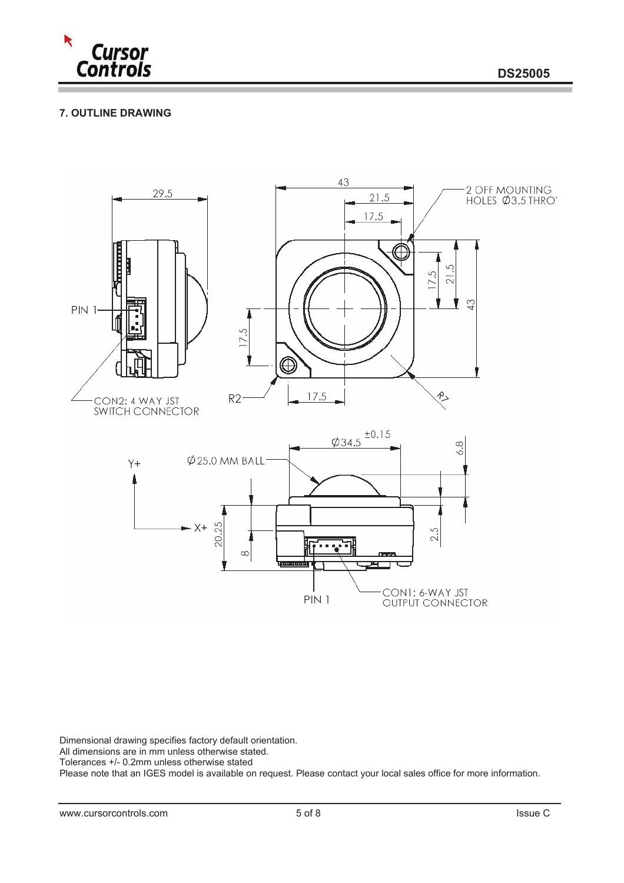## 7. OUTLINE DRAWING

Dimensional drawing specifies factory default orientation.
All dimensions are in mm unless otherwise stated.
Tolerances +/- 0.2mm unless otherwise stated
Please note that an IGES model is available on request. Please contact your local sales office for more information.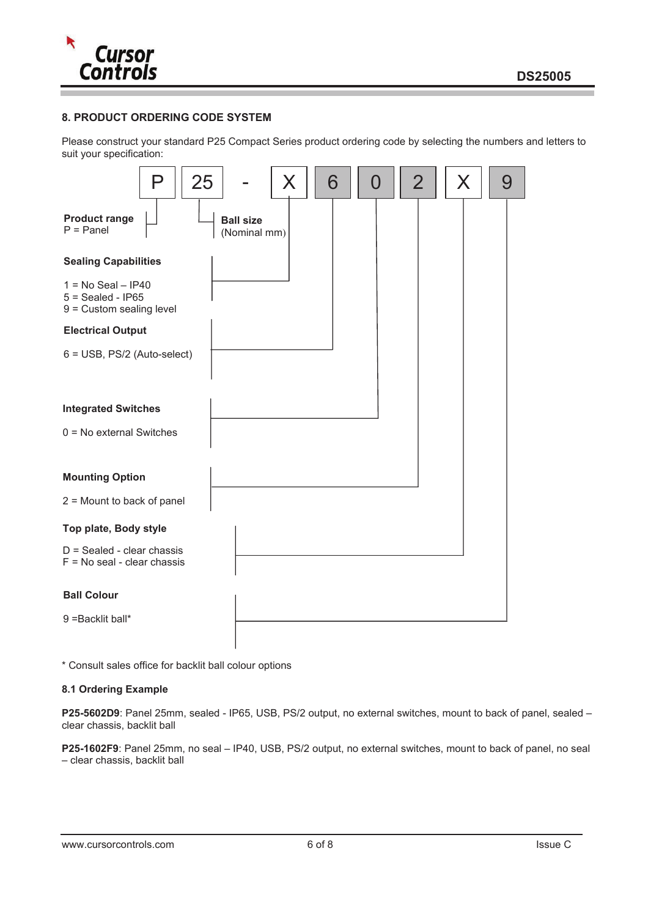## 8. PRODUCT ORDERING CODE SYSTEM

Please construct your standard P25 Compact Series product ordering code by selecting the numbers and letters to suit your specification:

P 25 - X 6 0 2 X 9

**Product range**
P = Panel

**Ball size**
(Nominal mm)

**Sealing Capabilities**

1 = No Seal – IP40
5 = Sealed - IP65
9 = Custom sealing level

**Electrical Output**

6 = USB, PS/2 (Auto-select)

**Integrated Switches**

0 = No external Switches

**Mounting Option**

2 = Mount to back of panel

**Top plate, Body style**

D = Sealed - clear chassis
F = No seal - clear chassis

**Ball Colour**

9 =Backlit ball*

\* Consult sales office for backlit ball colour options

### 8.1 Ordering Example

**P25-5602D9**: Panel 25mm, sealed - IP65, USB, PS/2 output, no external switches, mount to back of panel, sealed – clear chassis, backlit ball

**P25-1602F9**: Panel 25mm, no seal – IP40, USB, PS/2 output, no external switches, mount to back of panel, no seal – clear chassis, backlit ball